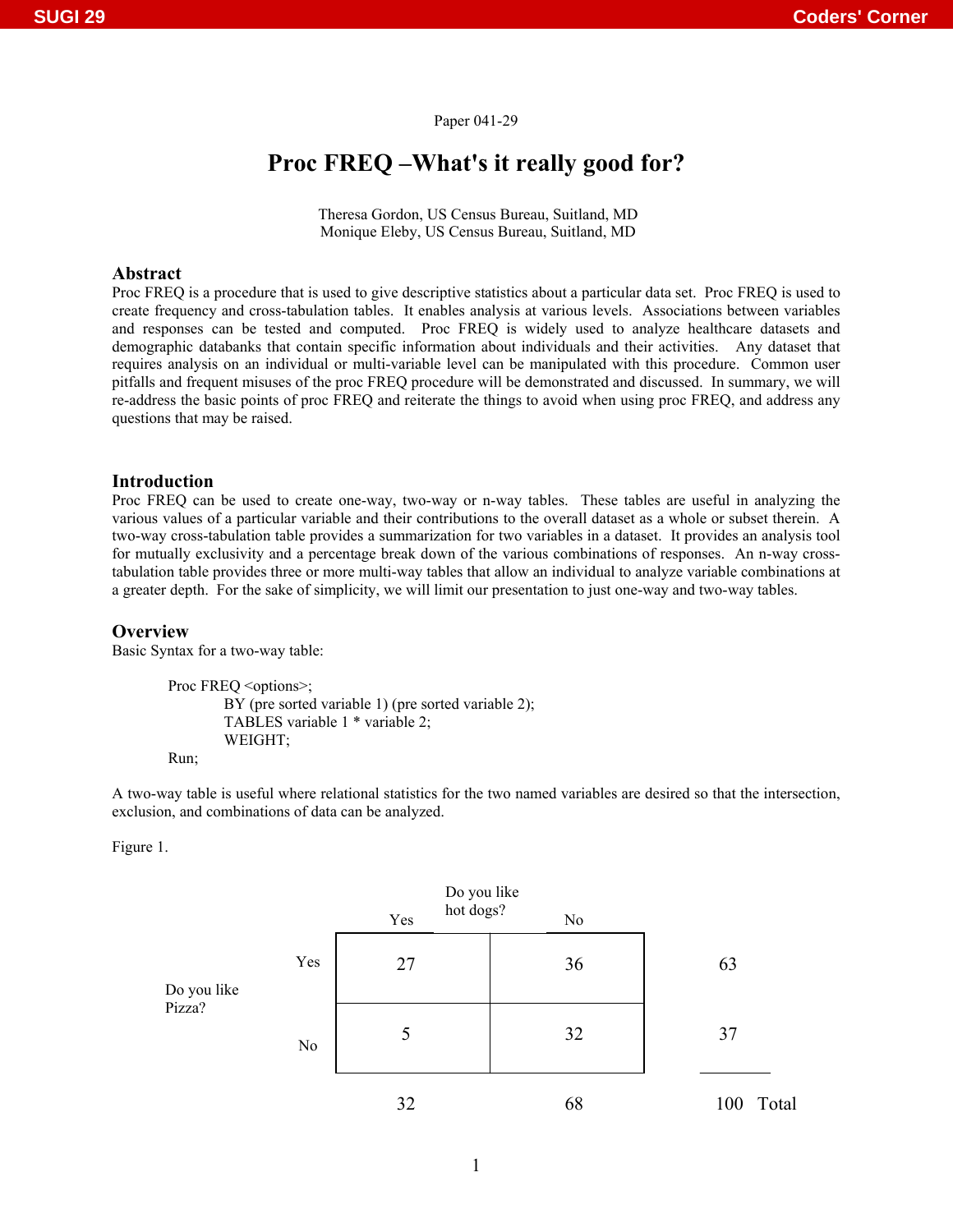Paper 041-29

# Proc FREQ –What's it really good for?

Theresa Gordon, US Census Bureau, Suitland, MD
Monique Eleby, US Census Bureau, Suitland, MD

## Abstract

Proc FREQ is a procedure that is used to give descriptive statistics about a particular data set. Proc FREQ is used to create frequency and cross-tabulation tables. It enables analysis at various levels. Associations between variables and responses can be tested and computed. Proc FREQ is widely used to analyze healthcare datasets and demographic databanks that contain specific information about individuals and their activities. Any dataset that requires analysis on an individual or multi-variable level can be manipulated with this procedure. Common user pitfalls and frequent misuses of the proc FREQ procedure will be demonstrated and discussed. In summary, we will re-address the basic points of proc FREQ and reiterate the things to avoid when using proc FREQ, and address any questions that may be raised.

## Introduction

Proc FREQ can be used to create one-way, two-way or n-way tables. These tables are useful in analyzing the various values of a particular variable and their contributions to the overall dataset as a whole or subset therein. A two-way cross-tabulation table provides a summarization for two variables in a dataset. It provides an analysis tool for mutually exclusivity and a percentage break down of the various combinations of responses. An n-way cross-tabulation table provides three or more multi-way tables that allow an individual to analyze variable combinations at a greater depth. For the sake of simplicity, we will limit our presentation to just one-way and two-way tables.

## Overview

Basic Syntax for a two-way table:

```
Proc FREQ <options>;
        BY (pre sorted variable 1) (pre sorted variable 2);
        TABLES variable 1 * variable 2;
        WEIGHT;
Run;
```

A two-way table is useful where relational statistics for the two named variables are desired so that the intersection, exclusion, and combinations of data can be analyzed.

Figure 1.

| | | Do you like hot dogs? Yes | No | |
|---|---|---|---|---|
| Do you like Pizza? | Yes | 27 | 36 | 63 |
| | No | 5 | 32 | 37 |
| | | 32 | 68 | 100 Total |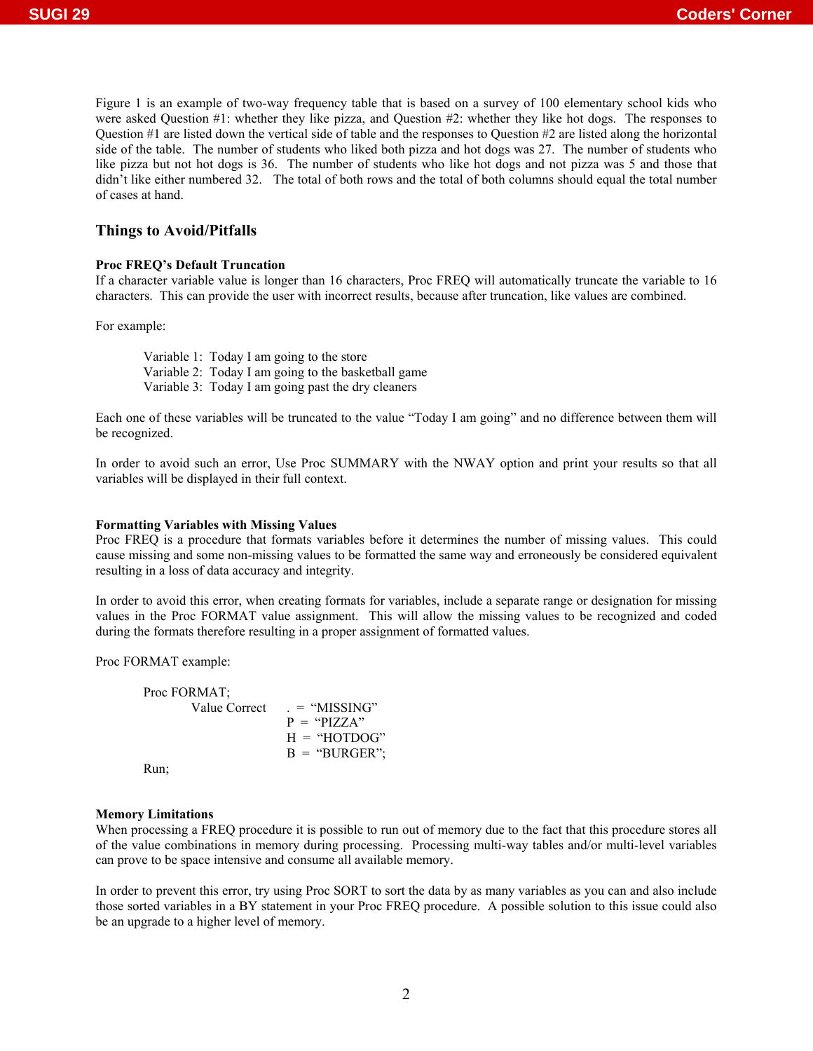Figure 1 is an example of two-way frequency table that is based on a survey of 100 elementary school kids who were asked Question #1: whether they like pizza, and Question #2: whether they like hot dogs. The responses to Question #1 are listed down the vertical side of table and the responses to Question #2 are listed along the horizontal side of the table. The number of students who liked both pizza and hot dogs was 27. The number of students who like pizza but not hot dogs is 36. The number of students who like hot dogs and not pizza was 5 and those that didn't like either numbered 32. The total of both rows and the total of both columns should equal the total number of cases at hand.

## Things to Avoid/Pitfalls

**Proc FREQ's Default Truncation**

If a character variable value is longer than 16 characters, Proc FREQ will automatically truncate the variable to 16 characters. This can provide the user with incorrect results, because after truncation, like values are combined.

For example:

> Variable 1: Today I am going to the store
> Variable 2: Today I am going to the basketball game
> Variable 3: Today I am going past the dry cleaners

Each one of these variables will be truncated to the value "Today I am going" and no difference between them will be recognized.

In order to avoid such an error, Use Proc SUMMARY with the NWAY option and print your results so that all variables will be displayed in their full context.

**Formatting Variables with Missing Values**

Proc FREQ is a procedure that formats variables before it determines the number of missing values. This could cause missing and some non-missing values to be formatted the same way and erroneously be considered equivalent resulting in a loss of data accuracy and integrity.

In order to avoid this error, when creating formats for variables, include a separate range or designation for missing values in the Proc FORMAT value assignment. This will allow the missing values to be recognized and coded during the formats therefore resulting in a proper assignment of formatted values.

Proc FORMAT example:

```
Proc FORMAT;
      Value Correct    . = "MISSING"
                       P = "PIZZA"
                       H = "HOTDOG"
                       B = "BURGER";
Run;
```

**Memory Limitations**

When processing a FREQ procedure it is possible to run out of memory due to the fact that this procedure stores all of the value combinations in memory during processing. Processing multi-way tables and/or multi-level variables can prove to be space intensive and consume all available memory.

In order to prevent this error, try using Proc SORT to sort the data by as many variables as you can and also include those sorted variables in a BY statement in your Proc FREQ procedure. A possible solution to this issue could also be an upgrade to a higher level of memory.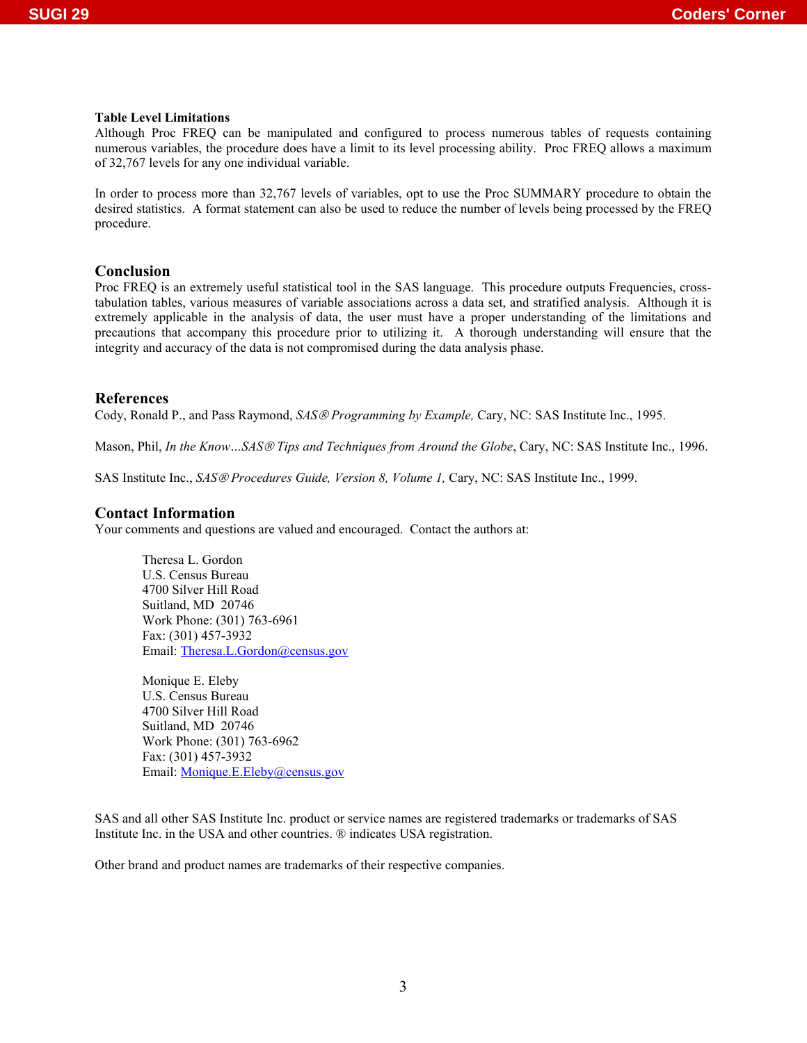**Table Level Limitations**

Although Proc FREQ can be manipulated and configured to process numerous tables of requests containing numerous variables, the procedure does have a limit to its level processing ability. Proc FREQ allows a maximum of 32,767 levels for any one individual variable.

In order to process more than 32,767 levels of variables, opt to use the Proc SUMMARY procedure to obtain the desired statistics. A format statement can also be used to reduce the number of levels being processed by the FREQ procedure.

## Conclusion

Proc FREQ is an extremely useful statistical tool in the SAS language. This procedure outputs Frequencies, cross-tabulation tables, various measures of variable associations across a data set, and stratified analysis. Although it is extremely applicable in the analysis of data, the user must have a proper understanding of the limitations and precautions that accompany this procedure prior to utilizing it. A thorough understanding will ensure that the integrity and accuracy of the data is not compromised during the data analysis phase.

## References

Cody, Ronald P., and Pass Raymond, *SAS® Programming by Example,* Cary, NC: SAS Institute Inc., 1995.

Mason, Phil, *In the Know…SAS® Tips and Techniques from Around the Globe*, Cary, NC: SAS Institute Inc., 1996.

SAS Institute Inc., *SAS® Procedures Guide, Version 8, Volume 1,* Cary, NC: SAS Institute Inc., 1999.

## Contact Information

Your comments and questions are valued and encouraged. Contact the authors at:

Theresa L. Gordon
U.S. Census Bureau
4700 Silver Hill Road
Suitland, MD 20746
Work Phone: (301) 763-6961
Fax: (301) 457-3932
Email: Theresa.L.Gordon@census.gov

Monique E. Eleby
U.S. Census Bureau
4700 Silver Hill Road
Suitland, MD 20746
Work Phone: (301) 763-6962
Fax: (301) 457-3932
Email: Monique.E.Eleby@census.gov

SAS and all other SAS Institute Inc. product or service names are registered trademarks or trademarks of SAS Institute Inc. in the USA and other countries. ® indicates USA registration.

Other brand and product names are trademarks of their respective companies.